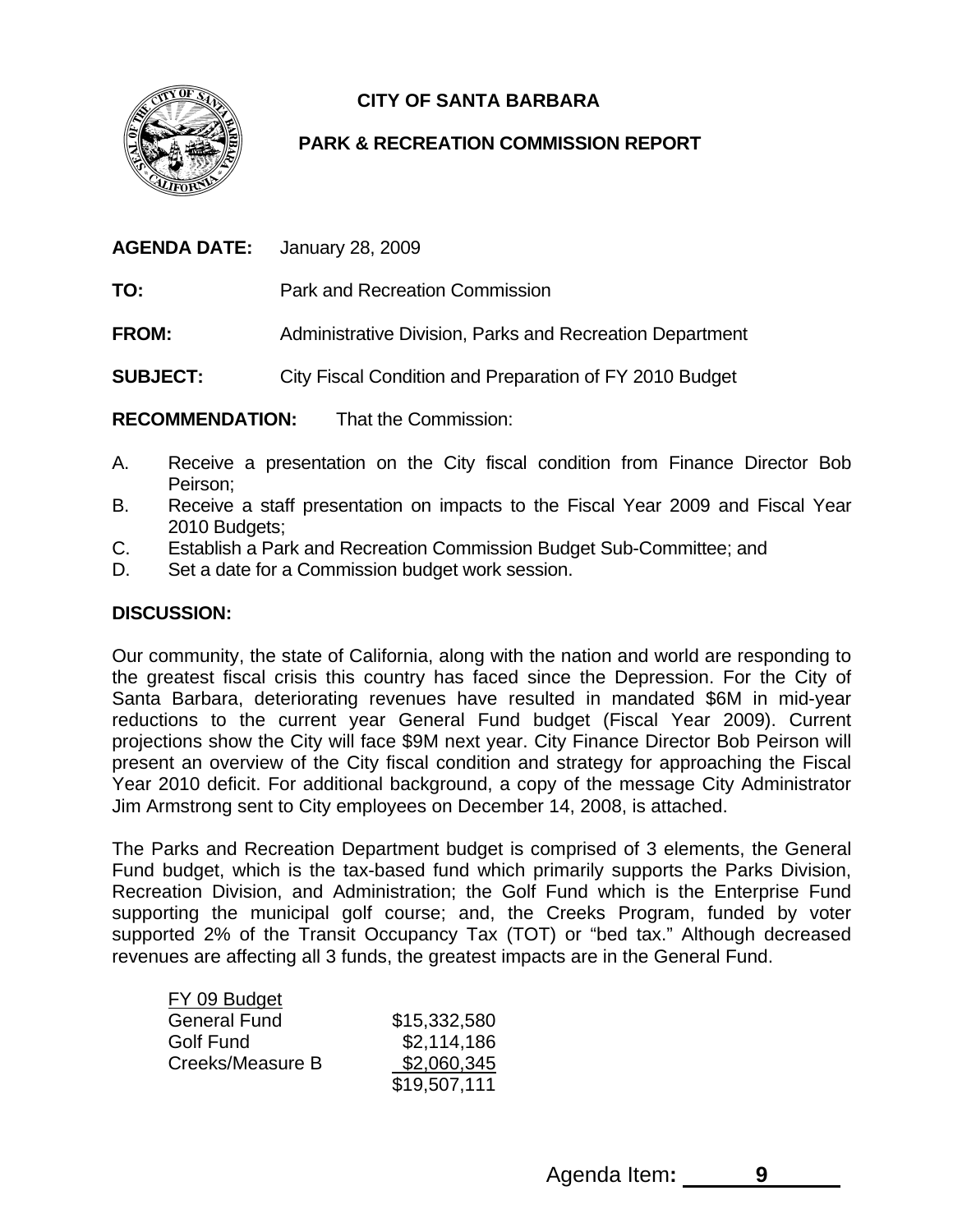# CITY OF SANTA BARBARA

## PARK & RECREATION COMMISSION REPORT

**AGENDA DATE:** January 28, 2009

**TO:** Park and Recreation Commission

**FROM:** Administrative Division, Parks and Recreation Department

**SUBJECT:** City Fiscal Condition and Preparation of FY 2010 Budget

**RECOMMENDATION:** That the Commission:

A. Receive a presentation on the City fiscal condition from Finance Director Bob Peirson;
B. Receive a staff presentation on impacts to the Fiscal Year 2009 and Fiscal Year 2010 Budgets;
C. Establish a Park and Recreation Commission Budget Sub-Committee; and
D. Set a date for a Commission budget work session.

**DISCUSSION:**

Our community, the state of California, along with the nation and world are responding to the greatest fiscal crisis this country has faced since the Depression. For the City of Santa Barbara, deteriorating revenues have resulted in mandated $6M in mid-year reductions to the current year General Fund budget (Fiscal Year 2009). Current projections show the City will face $9M next year. City Finance Director Bob Peirson will present an overview of the City fiscal condition and strategy for approaching the Fiscal Year 2010 deficit. For additional background, a copy of the message City Administrator Jim Armstrong sent to City employees on December 14, 2008, is attached.

The Parks and Recreation Department budget is comprised of 3 elements, the General Fund budget, which is the tax-based fund which primarily supports the Parks Division, Recreation Division, and Administration; the Golf Fund which is the Enterprise Fund supporting the municipal golf course; and, the Creeks Program, funded by voter supported 2% of the Transit Occupancy Tax (TOT) or "bed tax." Although decreased revenues are affecting all 3 funds, the greatest impacts are in the General Fund.

| FY 09 Budget | |
|---|---|
| General Fund | $15,332,580 |
| Golf Fund | $2,114,186 |
| Creeks/Measure B | $2,060,345 |
| | $19,507,111 |

Agenda Item: 9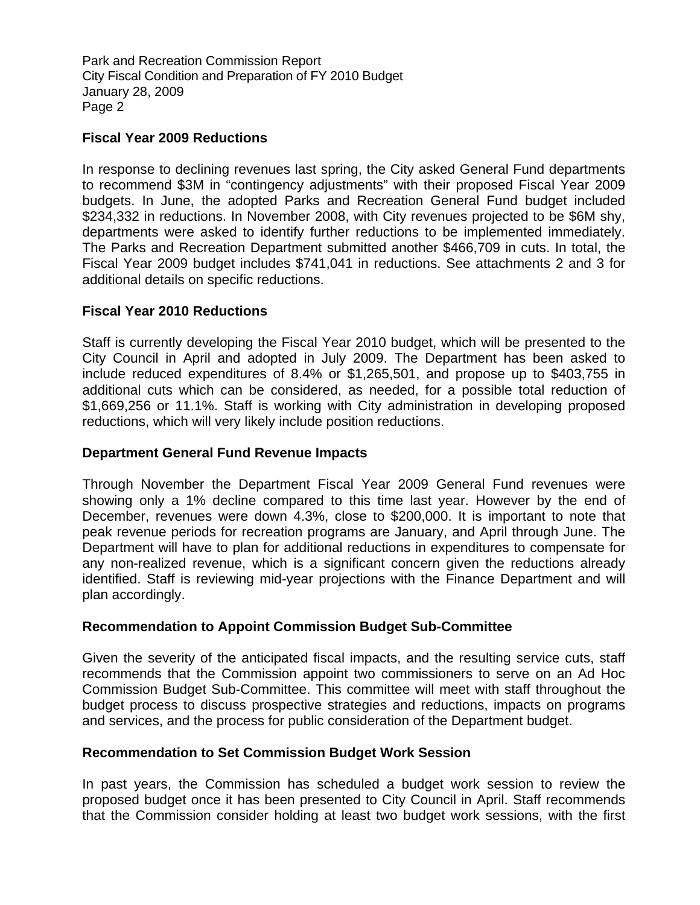### Fiscal Year 2009 Reductions

In response to declining revenues last spring, the City asked General Fund departments to recommend $3M in "contingency adjustments" with their proposed Fiscal Year 2009 budgets. In June, the adopted Parks and Recreation General Fund budget included $234,332 in reductions. In November 2008, with City revenues projected to be $6M shy, departments were asked to identify further reductions to be implemented immediately. The Parks and Recreation Department submitted another $466,709 in cuts. In total, the Fiscal Year 2009 budget includes $741,041 in reductions. See attachments 2 and 3 for additional details on specific reductions.

### Fiscal Year 2010 Reductions

Staff is currently developing the Fiscal Year 2010 budget, which will be presented to the City Council in April and adopted in July 2009. The Department has been asked to include reduced expenditures of 8.4% or $1,265,501, and propose up to $403,755 in additional cuts which can be considered, as needed, for a possible total reduction of $1,669,256 or 11.1%. Staff is working with City administration in developing proposed reductions, which will very likely include position reductions.

### Department General Fund Revenue Impacts

Through November the Department Fiscal Year 2009 General Fund revenues were showing only a 1% decline compared to this time last year. However by the end of December, revenues were down 4.3%, close to $200,000. It is important to note that peak revenue periods for recreation programs are January, and April through June. The Department will have to plan for additional reductions in expenditures to compensate for any non-realized revenue, which is a significant concern given the reductions already identified. Staff is reviewing mid-year projections with the Finance Department and will plan accordingly.

### Recommendation to Appoint Commission Budget Sub-Committee

Given the severity of the anticipated fiscal impacts, and the resulting service cuts, staff recommends that the Commission appoint two commissioners to serve on an Ad Hoc Commission Budget Sub-Committee. This committee will meet with staff throughout the budget process to discuss prospective strategies and reductions, impacts on programs and services, and the process for public consideration of the Department budget.

### Recommendation to Set Commission Budget Work Session

In past years, the Commission has scheduled a budget work session to review the proposed budget once it has been presented to City Council in April. Staff recommends that the Commission consider holding at least two budget work sessions, with the first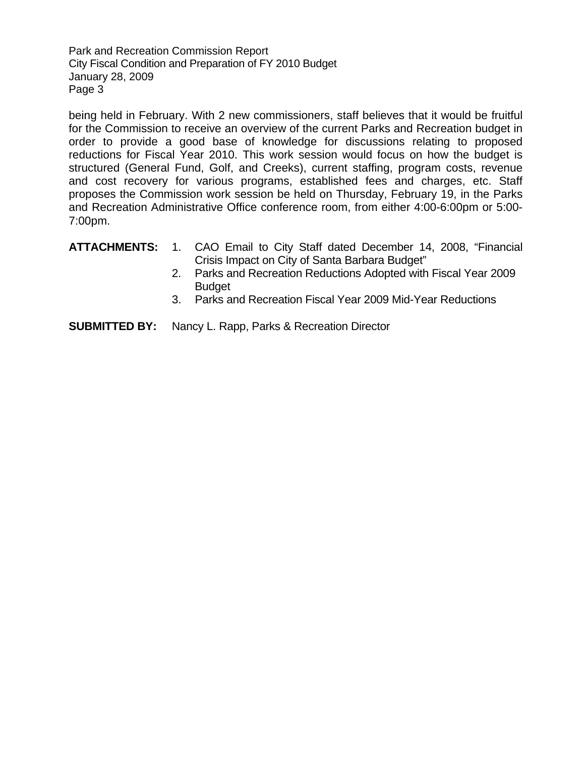being held in February. With 2 new commissioners, staff believes that it would be fruitful for the Commission to receive an overview of the current Parks and Recreation budget in order to provide a good base of knowledge for discussions relating to proposed reductions for Fiscal Year 2010. This work session would focus on how the budget is structured (General Fund, Golf, and Creeks), current staffing, program costs, revenue and cost recovery for various programs, established fees and charges, etc. Staff proposes the Commission work session be held on Thursday, February 19, in the Parks and Recreation Administrative Office conference room, from either 4:00-6:00pm or 5:00-7:00pm.

**ATTACHMENTS:**

1. CAO Email to City Staff dated December 14, 2008, "Financial Crisis Impact on City of Santa Barbara Budget"
2. Parks and Recreation Reductions Adopted with Fiscal Year 2009 Budget
3. Parks and Recreation Fiscal Year 2009 Mid-Year Reductions

**SUBMITTED BY:** Nancy L. Rapp, Parks & Recreation Director